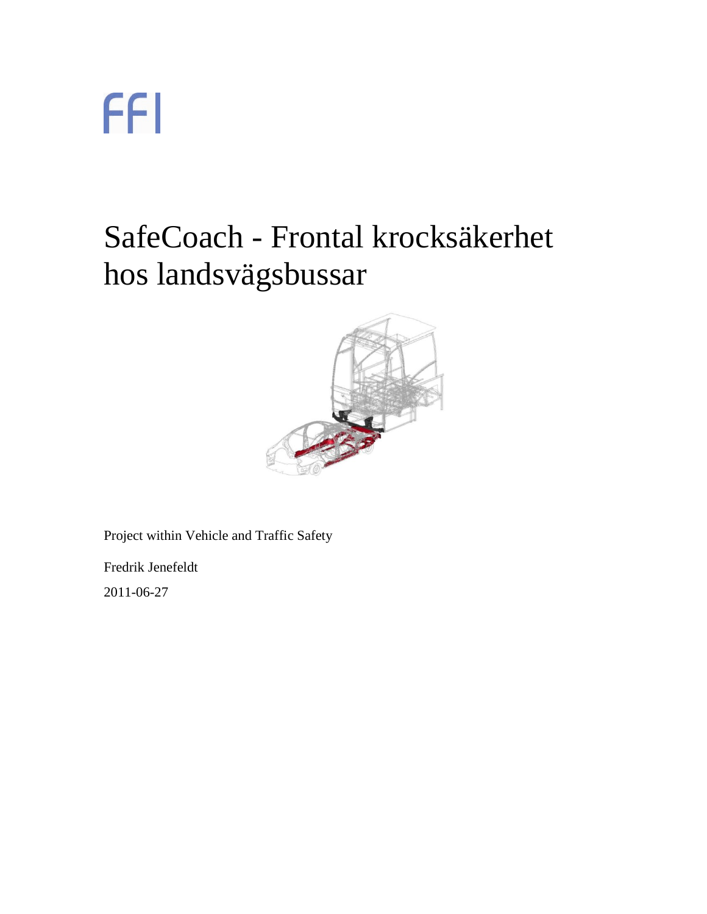FFI

# SafeCoach - Frontal krocksäkerhet hos landsvägsbussar

Project within Vehicle and Traffic Safety

Fredrik Jenefeldt

2011-06-27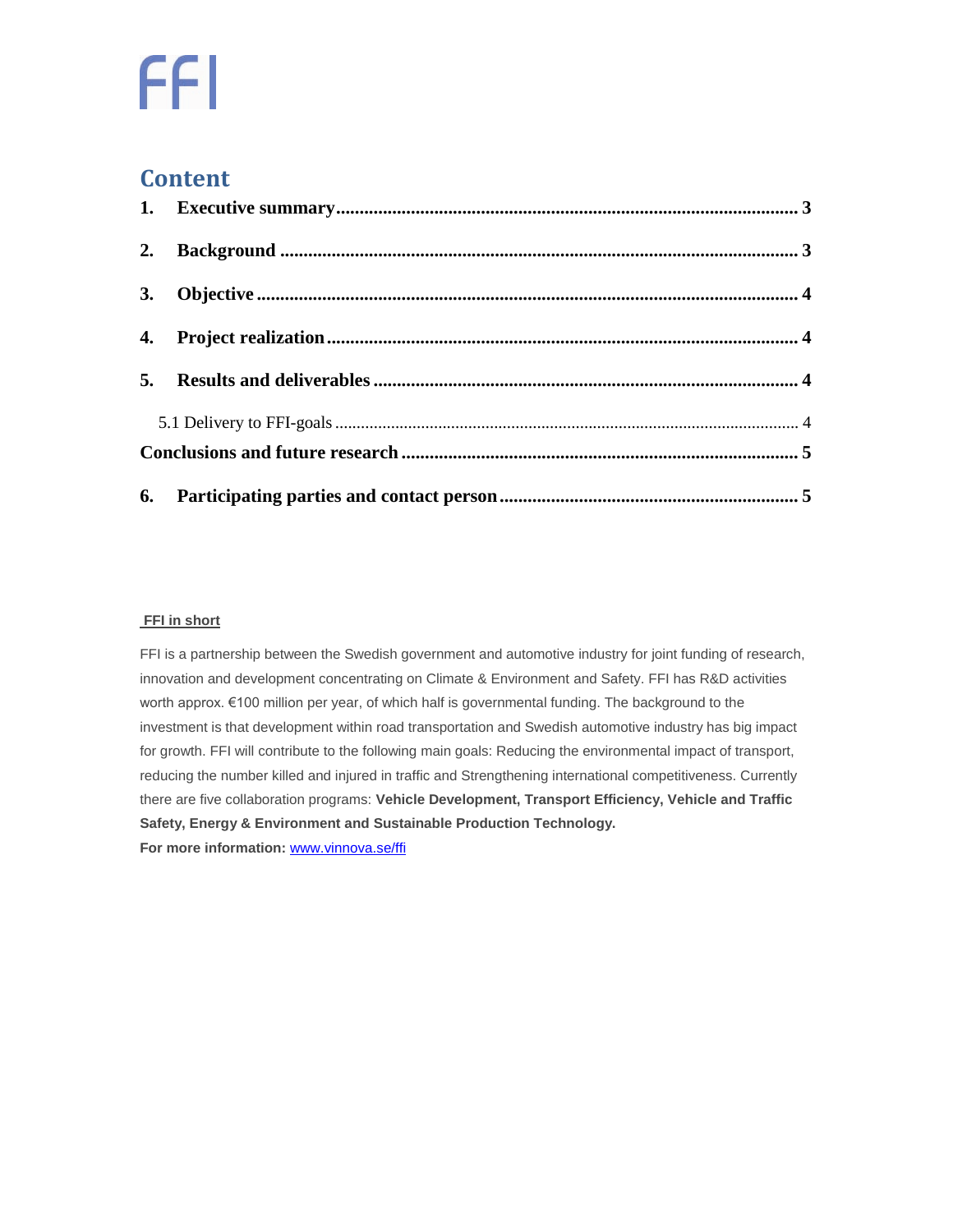# Content

1. **Executive summary** ........................................ 3
2. **Background** ........................................ 3
3. **Objective** ........................................ 4
4. **Project realization** ........................................ 4
5. **Results and deliverables** ........................................ 4

   5.1 Delivery to FFI-goals ........................................ 4

**Conclusions and future research** ........................................ 5

6. **Participating parties and contact person** ........................................ 5

**FFI in short**

FFI is a partnership between the Swedish government and automotive industry for joint funding of research, innovation and development concentrating on Climate & Environment and Safety. FFI has R&D activities worth approx. €100 million per year, of which half is governmental funding. The background to the investment is that development within road transportation and Swedish automotive industry has big impact for growth. FFI will contribute to the following main goals: Reducing the environmental impact of transport, reducing the number killed and injured in traffic and Strengthening international competitiveness. Currently there are five collaboration programs: **Vehicle Development, Transport Efficiency, Vehicle and Traffic Safety, Energy & Environment and Sustainable Production Technology.**

**For more information:** www.vinnova.se/ffi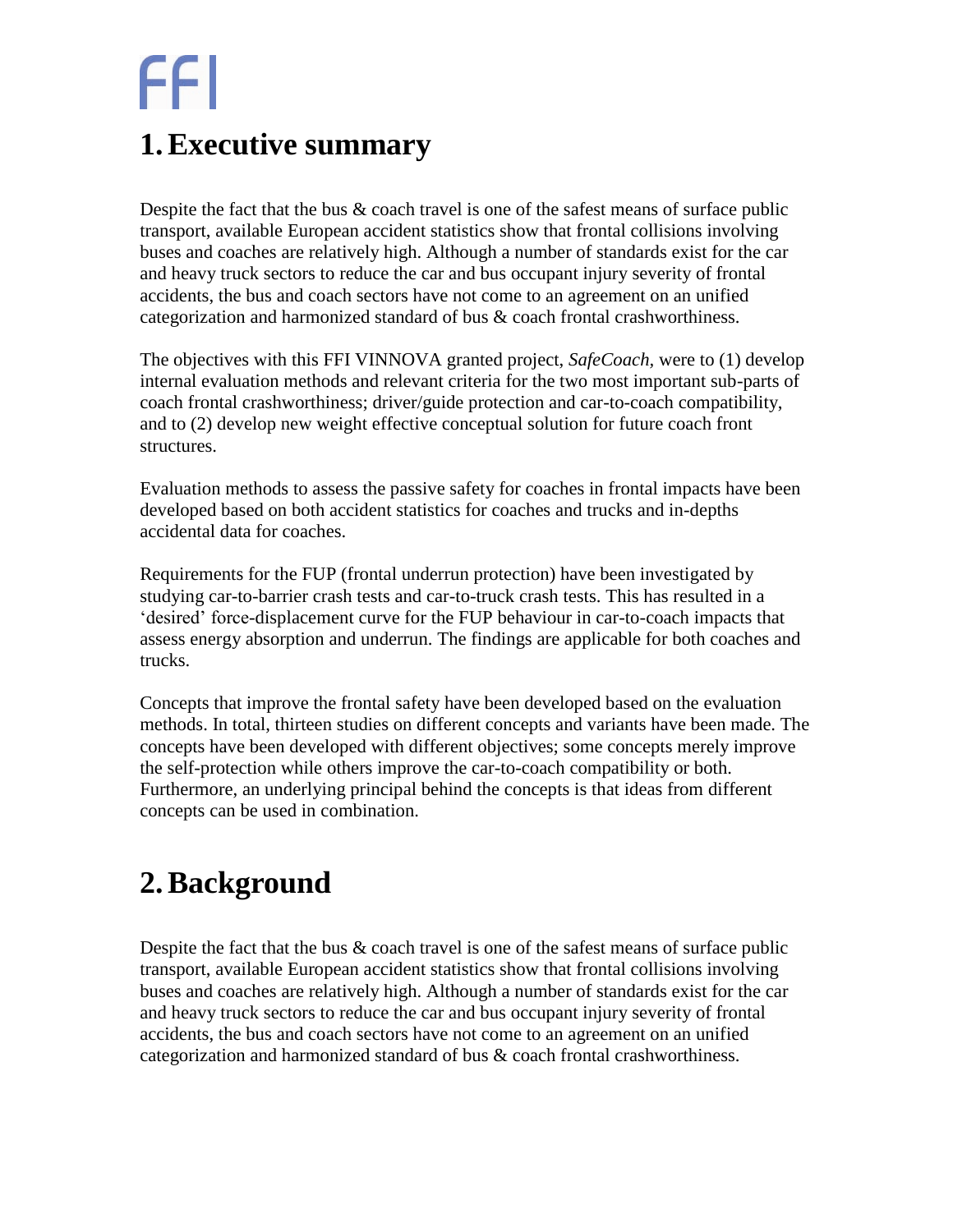# 1. Executive summary

Despite the fact that the bus & coach travel is one of the safest means of surface public transport, available European accident statistics show that frontal collisions involving buses and coaches are relatively high. Although a number of standards exist for the car and heavy truck sectors to reduce the car and bus occupant injury severity of frontal accidents, the bus and coach sectors have not come to an agreement on an unified categorization and harmonized standard of bus & coach frontal crashworthiness.

The objectives with this FFI VINNOVA granted project, *SafeCoach,* were to (1) develop internal evaluation methods and relevant criteria for the two most important sub-parts of coach frontal crashworthiness; driver/guide protection and car-to-coach compatibility, and to (2) develop new weight effective conceptual solution for future coach front structures.

Evaluation methods to assess the passive safety for coaches in frontal impacts have been developed based on both accident statistics for coaches and trucks and in-depths accidental data for coaches.

Requirements for the FUP (frontal underrun protection) have been investigated by studying car-to-barrier crash tests and car-to-truck crash tests. This has resulted in a 'desired' force-displacement curve for the FUP behaviour in car-to-coach impacts that assess energy absorption and underrun. The findings are applicable for both coaches and trucks.

Concepts that improve the frontal safety have been developed based on the evaluation methods. In total, thirteen studies on different concepts and variants have been made. The concepts have been developed with different objectives; some concepts merely improve the self-protection while others improve the car-to-coach compatibility or both. Furthermore, an underlying principal behind the concepts is that ideas from different concepts can be used in combination.

# 2. Background

Despite the fact that the bus & coach travel is one of the safest means of surface public transport, available European accident statistics show that frontal collisions involving buses and coaches are relatively high. Although a number of standards exist for the car and heavy truck sectors to reduce the car and bus occupant injury severity of frontal accidents, the bus and coach sectors have not come to an agreement on an unified categorization and harmonized standard of bus & coach frontal crashworthiness.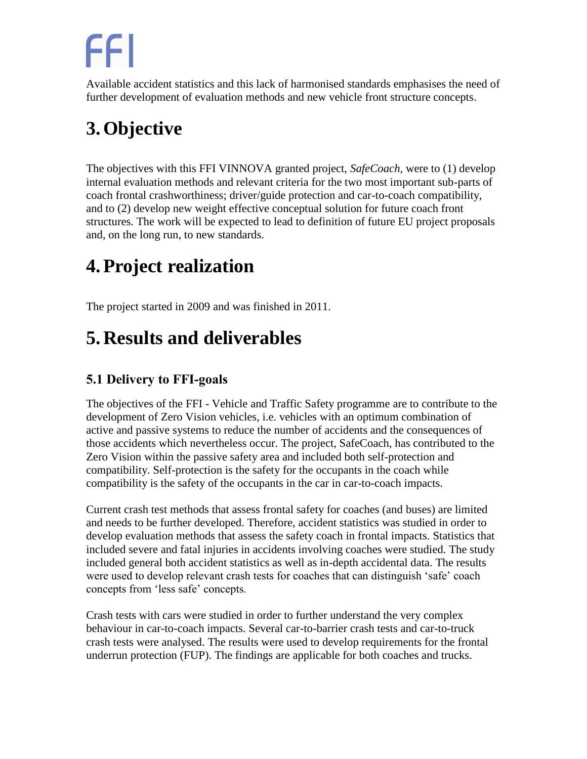Available accident statistics and this lack of harmonised standards emphasises the need of further development of evaluation methods and new vehicle front structure concepts.

# 3. Objective

The objectives with this FFI VINNOVA granted project, *SafeCoach,* were to (1) develop internal evaluation methods and relevant criteria for the two most important sub-parts of coach frontal crashworthiness; driver/guide protection and car-to-coach compatibility, and to (2) develop new weight effective conceptual solution for future coach front structures. The work will be expected to lead to definition of future EU project proposals and, on the long run, to new standards.

# 4. Project realization

The project started in 2009 and was finished in 2011.

# 5. Results and deliverables

## 5.1 Delivery to FFI-goals

The objectives of the FFI - Vehicle and Traffic Safety programme are to contribute to the development of Zero Vision vehicles, i.e. vehicles with an optimum combination of active and passive systems to reduce the number of accidents and the consequences of those accidents which nevertheless occur. The project, SafeCoach, has contributed to the Zero Vision within the passive safety area and included both self-protection and compatibility. Self-protection is the safety for the occupants in the coach while compatibility is the safety of the occupants in the car in car-to-coach impacts.

Current crash test methods that assess frontal safety for coaches (and buses) are limited and needs to be further developed. Therefore, accident statistics was studied in order to develop evaluation methods that assess the safety coach in frontal impacts. Statistics that included severe and fatal injuries in accidents involving coaches were studied. The study included general both accident statistics as well as in-depth accidental data. The results were used to develop relevant crash tests for coaches that can distinguish 'safe' coach concepts from 'less safe' concepts.

Crash tests with cars were studied in order to further understand the very complex behaviour in car-to-coach impacts. Several car-to-barrier crash tests and car-to-truck crash tests were analysed. The results were used to develop requirements for the frontal underrun protection (FUP). The findings are applicable for both coaches and trucks.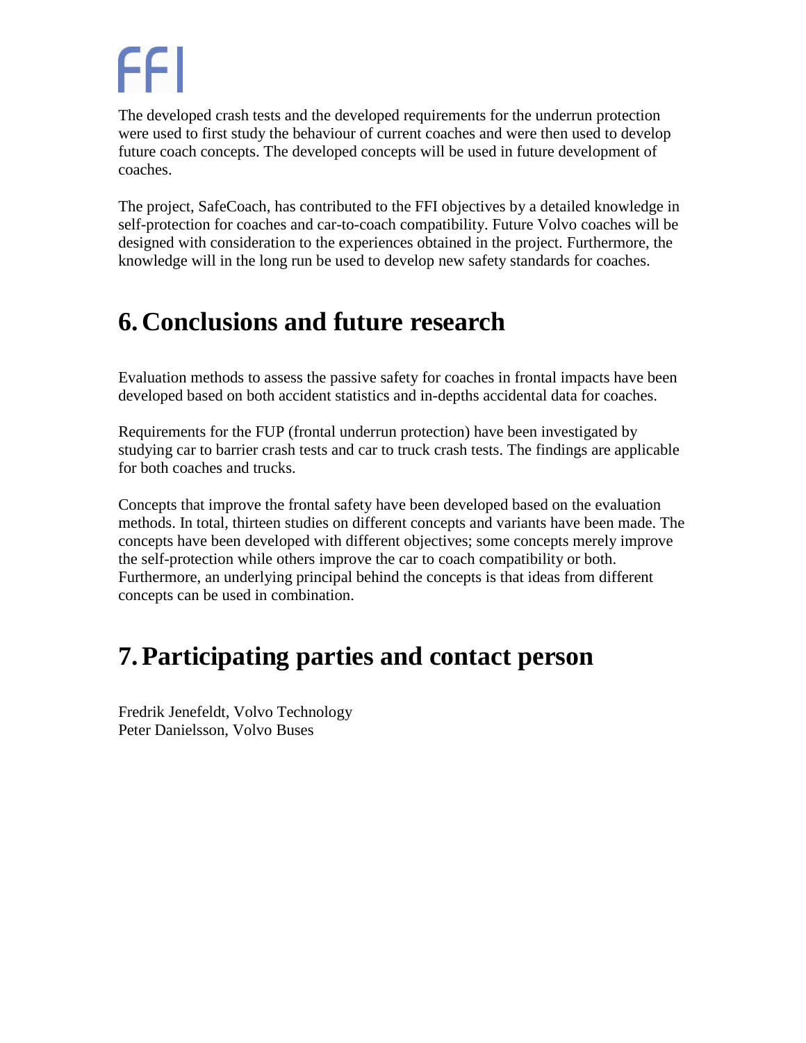The developed crash tests and the developed requirements for the underrun protection were used to first study the behaviour of current coaches and were then used to develop future coach concepts. The developed concepts will be used in future development of coaches.

The project, SafeCoach, has contributed to the FFI objectives by a detailed knowledge in self-protection for coaches and car-to-coach compatibility. Future Volvo coaches will be designed with consideration to the experiences obtained in the project. Furthermore, the knowledge will in the long run be used to develop new safety standards for coaches.

# 6. Conclusions and future research

Evaluation methods to assess the passive safety for coaches in frontal impacts have been developed based on both accident statistics and in-depths accidental data for coaches.

Requirements for the FUP (frontal underrun protection) have been investigated by studying car to barrier crash tests and car to truck crash tests. The findings are applicable for both coaches and trucks.

Concepts that improve the frontal safety have been developed based on the evaluation methods. In total, thirteen studies on different concepts and variants have been made. The concepts have been developed with different objectives; some concepts merely improve the self-protection while others improve the car to coach compatibility or both. Furthermore, an underlying principal behind the concepts is that ideas from different concepts can be used in combination.

# 7. Participating parties and contact person

Fredrik Jenefeldt, Volvo Technology
Peter Danielsson, Volvo Buses